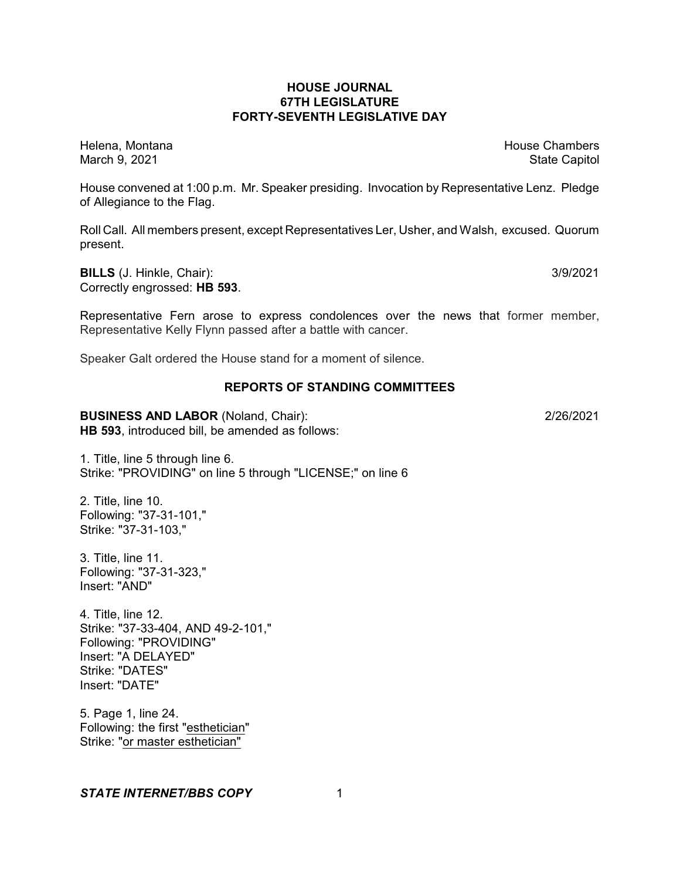# HOUSE JOURNAL
## 67TH LEGISLATURE
## FORTY-SEVENTH LEGISLATIVE DAY

Helena, Montana — House Chambers
March 9, 2021 — State Capitol

House convened at 1:00 p.m. Mr. Speaker presiding. Invocation by Representative Lenz. Pledge of Allegiance to the Flag.

Roll Call. All members present, except Representatives Ler, Usher, and Walsh, excused. Quorum present.

**BILLS** (J. Hinkle, Chair): 3/9/2021
Correctly engrossed: **HB 593**.

Representative Fern arose to express condolences over the news that former member, Representative Kelly Flynn passed after a battle with cancer.

Speaker Galt ordered the House stand for a moment of silence.

## REPORTS OF STANDING COMMITTEES

**BUSINESS AND LABOR** (Noland, Chair): 2/26/2021
**HB 593**, introduced bill, be amended as follows:

1. Title, line 5 through line 6.
Strike: "PROVIDING" on line 5 through "LICENSE;" on line 6

2. Title, line 10.
Following: "37-31-101,"
Strike: "37-31-103,"

3. Title, line 11.
Following: "37-31-323,"
Insert: "AND"

4. Title, line 12.
Strike: "37-33-404, AND 49-2-101,"
Following: "PROVIDING"
Insert: "A DELAYED"
Strike: "DATES"
Insert: "DATE"

5. Page 1, line 24.
Following: the first "esthetician"
Strike: "or master esthetician"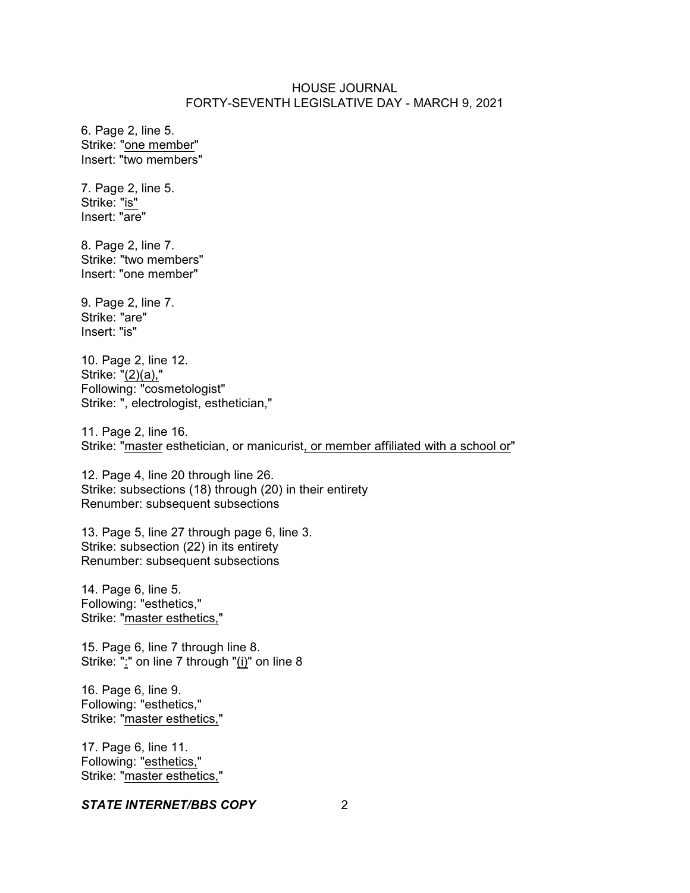6. Page 2, line 5.
Strike: "one member"
Insert: "two members"

7. Page 2, line 5.
Strike: "is"
Insert: "are"

8. Page 2, line 7.
Strike: "two members"
Insert: "one member"

9. Page 2, line 7.
Strike: "are"
Insert: "is"

10. Page 2, line 12.
Strike: "(2)(a),"
Following: "cosmetologist"
Strike: ", electrologist, esthetician,"

11. Page 2, line 16.
Strike: "master esthetician, or manicurist, or member affiliated with a school or"

12. Page 4, line 20 through line 26.
Strike: subsections (18) through (20) in their entirety
Renumber: subsequent subsections

13. Page 5, line 27 through page 6, line 3.
Strike: subsection (22) in its entirety
Renumber: subsequent subsections

14. Page 6, line 5.
Following: "esthetics,"
Strike: "master esthetics,"

15. Page 6, line 7 through line 8.
Strike: ":" on line 7 through "(i)" on line 8

16. Page 6, line 9.
Following: "esthetics,"
Strike: "master esthetics,"

17. Page 6, line 11.
Following: "esthetics,"
Strike: "master esthetics,"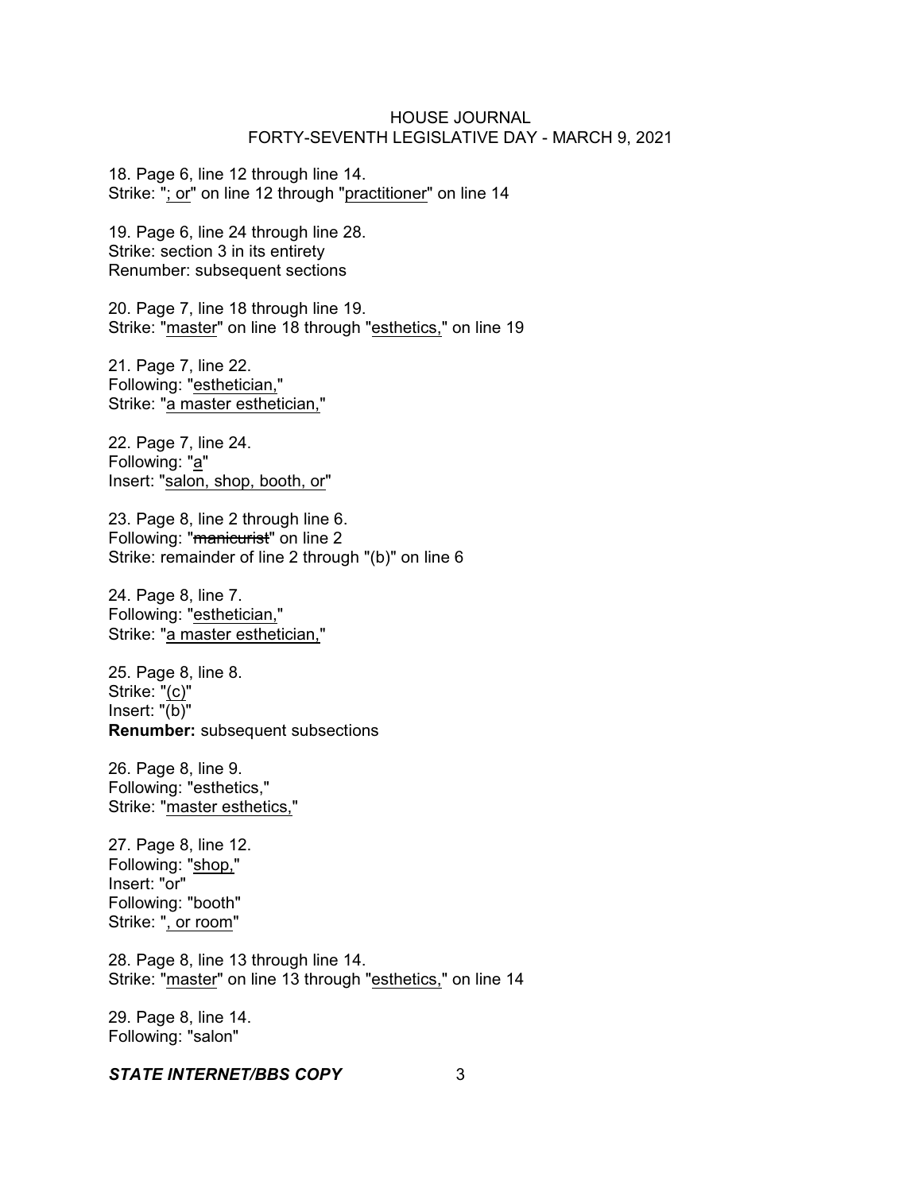18. Page 6, line 12 through line 14.
Strike: "<u>; or</u>" on line 12 through "<u>practitioner</u>" on line 14

19. Page 6, line 24 through line 28.
Strike: section 3 in its entirety
Renumber: subsequent sections

20. Page 7, line 18 through line 19.
Strike: "<u>master</u>" on line 18 through "<u>esthetics,</u>" on line 19

21. Page 7, line 22.
Following: "<u>esthetician,</u>"
Strike: "<u>a master esthetician,</u>"

22. Page 7, line 24.
Following: "<u>a</u>"
Insert: "<u>salon, shop, booth, or</u>"

23. Page 8, line 2 through line 6.
Following: "~~manicurist~~" on line 2
Strike: remainder of line 2 through "(b)" on line 6

24. Page 8, line 7.
Following: "<u>esthetician,</u>"
Strike: "<u>a master esthetician,</u>"

25. Page 8, line 8.
Strike: "<u>(c)</u>"
Insert: "<u>(b)</u>"
**Renumber:** subsequent subsections

26. Page 8, line 9.
Following: "esthetics,"
Strike: "<u>master esthetics,</u>"

27. Page 8, line 12.
Following: "<u>shop,</u>"
Insert: "or"
Following: "booth"
Strike: "<u>, or room</u>"

28. Page 8, line 13 through line 14.
Strike: "<u>master</u>" on line 13 through "<u>esthetics,</u>" on line 14

29. Page 8, line 14.
Following: "salon"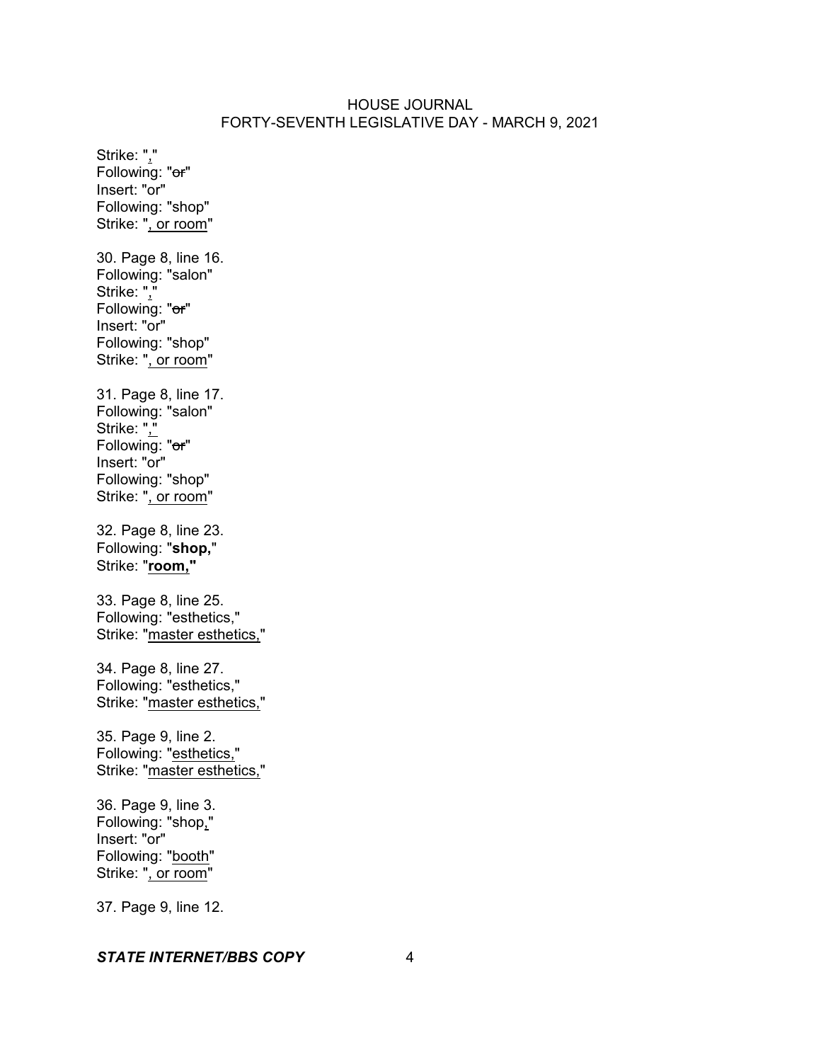Strike: "<u>,</u>"
Following: "~~or~~"
Insert: "or"
Following: "shop"
Strike: "<u>, or room</u>"

30. Page 8, line 16.
Following: "salon"
Strike: "<u>,</u>"
Following: "~~or~~"
Insert: "or"
Following: "shop"
Strike: "<u>, or room</u>"

31. Page 8, line 17.
Following: "salon"
Strike: "<u>,</u>"
Following: "~~or~~"
Insert: "or"
Following: "shop"
Strike: "<u>, or room</u>"

32. Page 8, line 23.
Following: "**shop,**"
Strike: "**<u>room,</u>**"

33. Page 8, line 25.
Following: "esthetics,"
Strike: "<u>master esthetics,</u>"

34. Page 8, line 27.
Following: "esthetics,"
Strike: "<u>master esthetics,</u>"

35. Page 9, line 2.
Following: "<u>esthetics,</u>"
Strike: "<u>master esthetics,</u>"

36. Page 9, line 3.
Following: "shop<u>,</u>"
Insert: "or"
Following: "<u>booth</u>"
Strike: "<u>, or room</u>"

37. Page 9, line 12.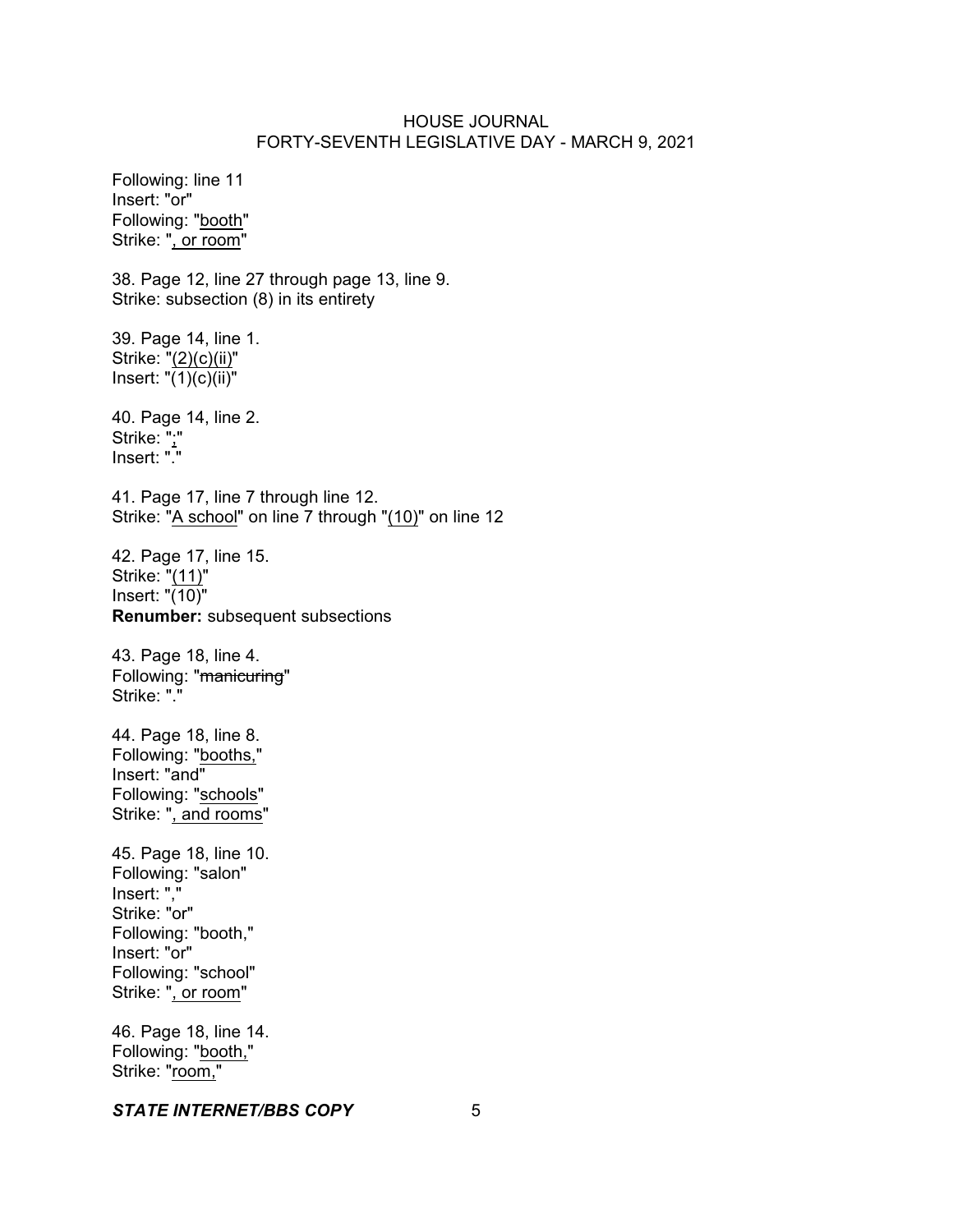Following: line 11
Insert: "or"
Following: "<u>booth</u>"
Strike: "<u>, or room</u>"

38. Page 12, line 27 through page 13, line 9.
Strike: subsection (8) in its entirety

39. Page 14, line 1.
Strike: "<u>(2)(c)(ii)</u>"
Insert: "(1)(c)(ii)"

40. Page 14, line 2.
Strike: "<u>;</u>"
Insert: "."

41. Page 17, line 7 through line 12.
Strike: "<u>A school</u>" on line 7 through "<u>(10)</u>" on line 12

42. Page 17, line 15.
Strike: "<u>(11)</u>"
Insert: "(10)"
**Renumber:** subsequent subsections

43. Page 18, line 4.
Following: "~~manicuring~~"
Strike: "."

44. Page 18, line 8.
Following: "<u>booths,</u>"
Insert: "and"
Following: "<u>schools</u>"
Strike: "<u>, and rooms</u>"

45. Page 18, line 10.
Following: "salon"
Insert: ","
Strike: "or"
Following: "booth,"
Insert: "or"
Following: "school"
Strike: "<u>, or room</u>"

46. Page 18, line 14.
Following: "<u>booth,</u>"
Strike: "<u>room,</u>"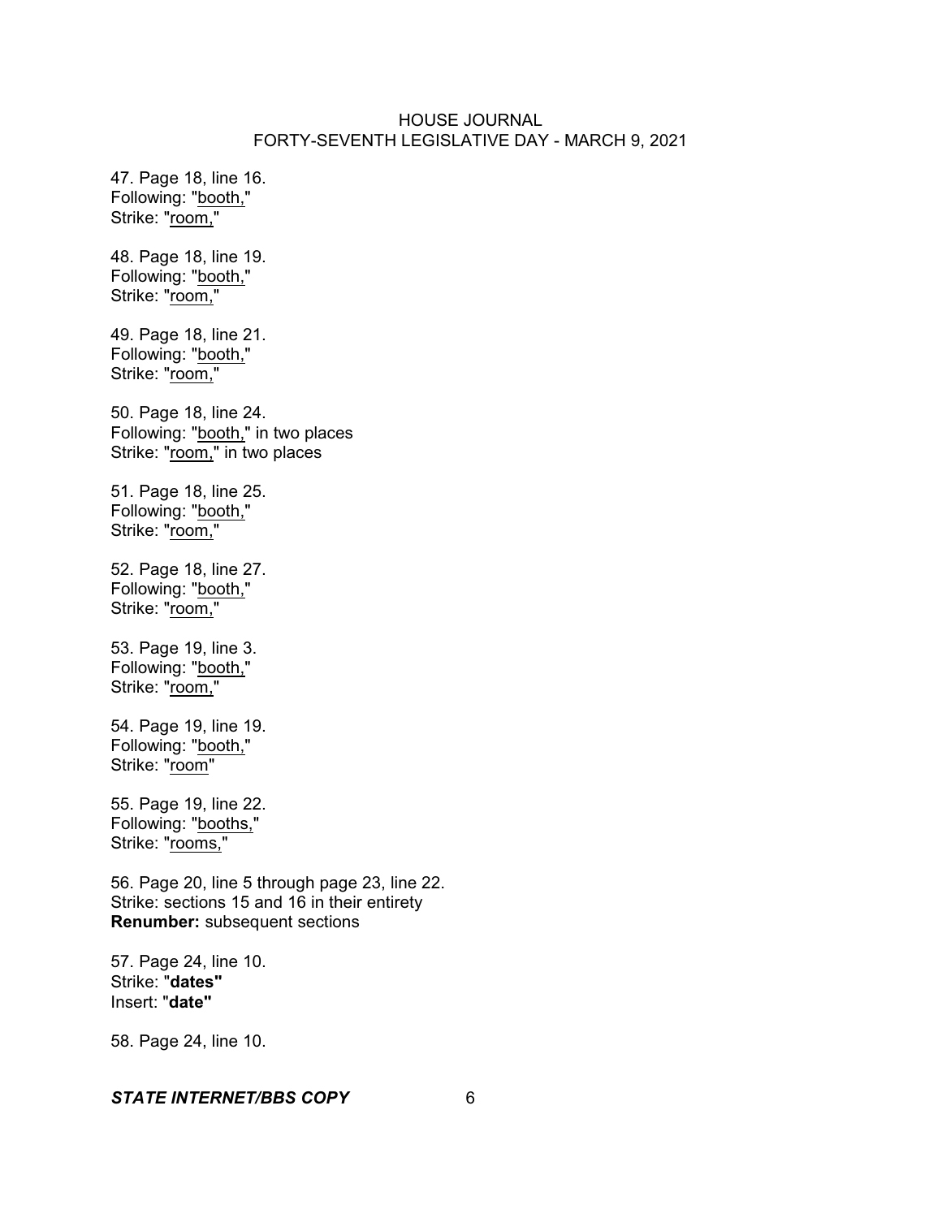47. Page 18, line 16.
Following: "booth,"
Strike: "room,"

48. Page 18, line 19.
Following: "booth,"
Strike: "room,"

49. Page 18, line 21.
Following: "booth,"
Strike: "room,"

50. Page 18, line 24.
Following: "booth," in two places
Strike: "room," in two places

51. Page 18, line 25.
Following: "booth,"
Strike: "room,"

52. Page 18, line 27.
Following: "booth,"
Strike: "room,"

53. Page 19, line 3.
Following: "booth,"
Strike: "room,"

54. Page 19, line 19.
Following: "booth,"
Strike: "room"

55. Page 19, line 22.
Following: "booths,"
Strike: "rooms,"

56. Page 20, line 5 through page 23, line 22.
Strike: sections 15 and 16 in their entirety
**Renumber:** subsequent sections

57. Page 24, line 10.
Strike: "**dates**"
Insert: "**date**"

58. Page 24, line 10.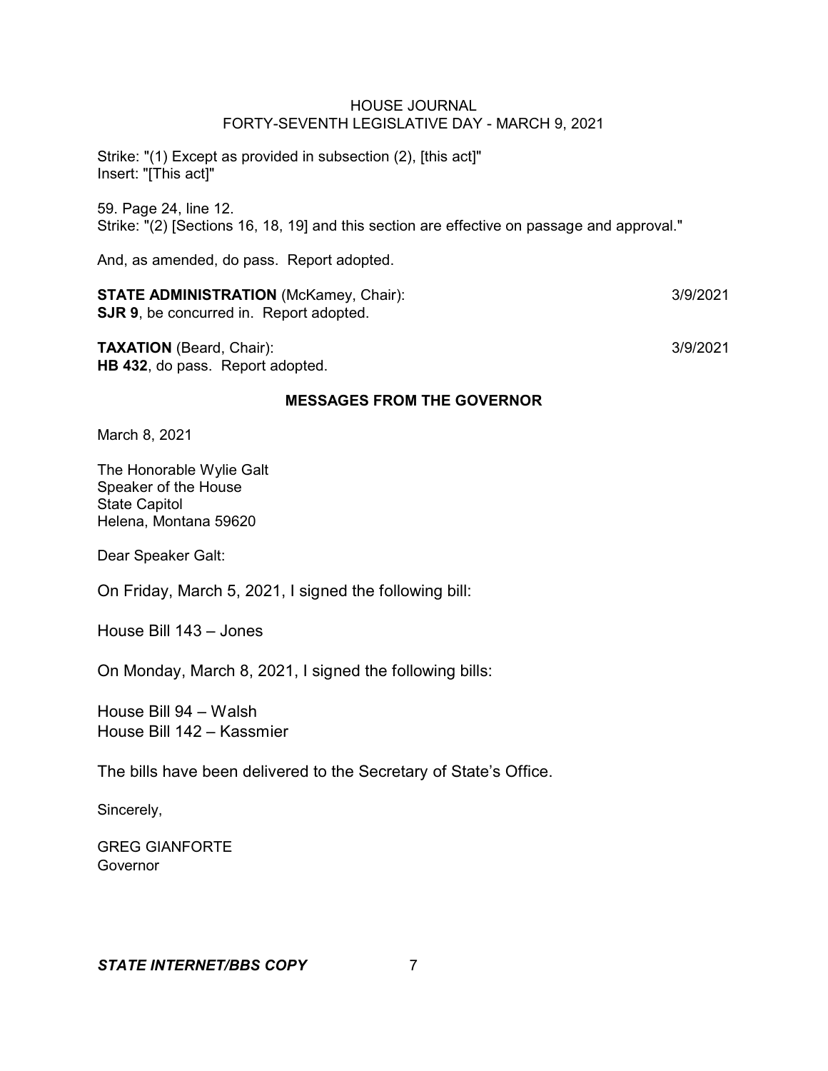Strike: "(1) Except as provided in subsection (2), [this act]"
Insert: "[This act]"

59. Page 24, line 12.
Strike: "(2) [Sections 16, 18, 19] and this section are effective on passage and approval."

And, as amended, do pass. Report adopted.

**STATE ADMINISTRATION** (McKamey, Chair): 3/9/2021
**SJR 9**, be concurred in. Report adopted.

**TAXATION** (Beard, Chair): 3/9/2021
**HB 432**, do pass. Report adopted.

## MESSAGES FROM THE GOVERNOR

March 8, 2021

The Honorable Wylie Galt
Speaker of the House
State Capitol
Helena, Montana 59620

Dear Speaker Galt:

On Friday, March 5, 2021, I signed the following bill:

House Bill 143 – Jones

On Monday, March 8, 2021, I signed the following bills:

House Bill 94 – Walsh
House Bill 142 – Kassmier

The bills have been delivered to the Secretary of State's Office.

Sincerely,

GREG GIANFORTE
Governor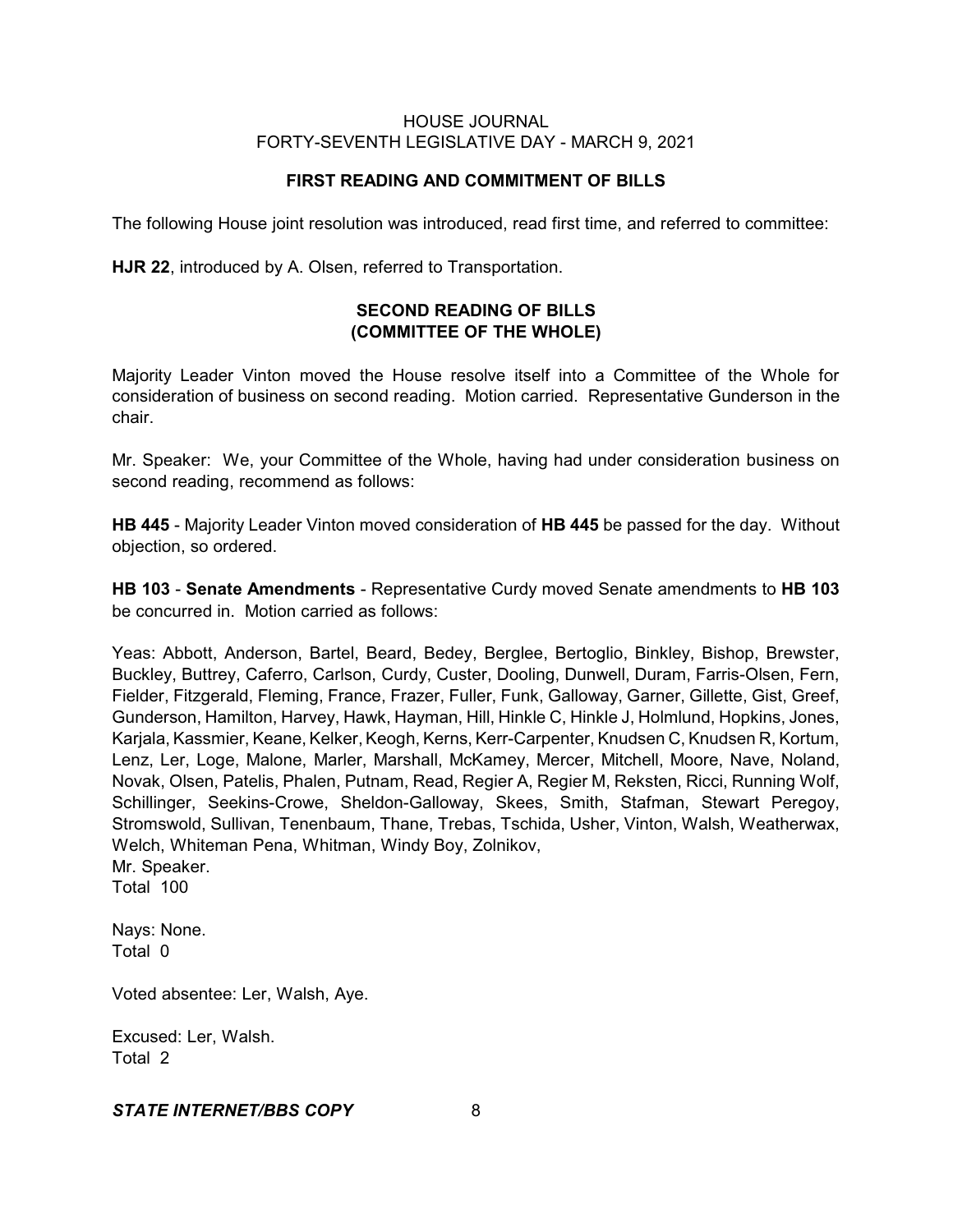## FIRST READING AND COMMITMENT OF BILLS

The following House joint resolution was introduced, read first time, and referred to committee:

**HJR 22**, introduced by A. Olsen, referred to Transportation.

## SECOND READING OF BILLS (COMMITTEE OF THE WHOLE)

Majority Leader Vinton moved the House resolve itself into a Committee of the Whole for consideration of business on second reading. Motion carried. Representative Gunderson in the chair.

Mr. Speaker: We, your Committee of the Whole, having had under consideration business on second reading, recommend as follows:

**HB 445** - Majority Leader Vinton moved consideration of **HB 445** be passed for the day. Without objection, so ordered.

**HB 103** - **Senate Amendments** - Representative Curdy moved Senate amendments to **HB 103** be concurred in. Motion carried as follows:

Yeas: Abbott, Anderson, Bartel, Beard, Bedey, Berglee, Bertoglio, Binkley, Bishop, Brewster, Buckley, Buttrey, Caferro, Carlson, Curdy, Custer, Dooling, Dunwell, Duram, Farris-Olsen, Fern, Fielder, Fitzgerald, Fleming, France, Frazer, Fuller, Funk, Galloway, Garner, Gillette, Gist, Greef, Gunderson, Hamilton, Harvey, Hawk, Hayman, Hill, Hinkle C, Hinkle J, Holmlund, Hopkins, Jones, Karjala, Kassmier, Keane, Kelker, Keogh, Kerns, Kerr-Carpenter, Knudsen C, Knudsen R, Kortum, Lenz, Ler, Loge, Malone, Marler, Marshall, McKamey, Mercer, Mitchell, Moore, Nave, Noland, Novak, Olsen, Patelis, Phalen, Putnam, Read, Regier A, Regier M, Reksten, Ricci, Running Wolf, Schillinger, Seekins-Crowe, Sheldon-Galloway, Skees, Smith, Stafman, Stewart Peregoy, Stromswold, Sullivan, Tenenbaum, Thane, Trebas, Tschida, Usher, Vinton, Walsh, Weatherwax, Welch, Whiteman Pena, Whitman, Windy Boy, Zolnikov,
Mr. Speaker.
Total 100

Nays: None.
Total 0

Voted absentee: Ler, Walsh, Aye.

Excused: Ler, Walsh.
Total 2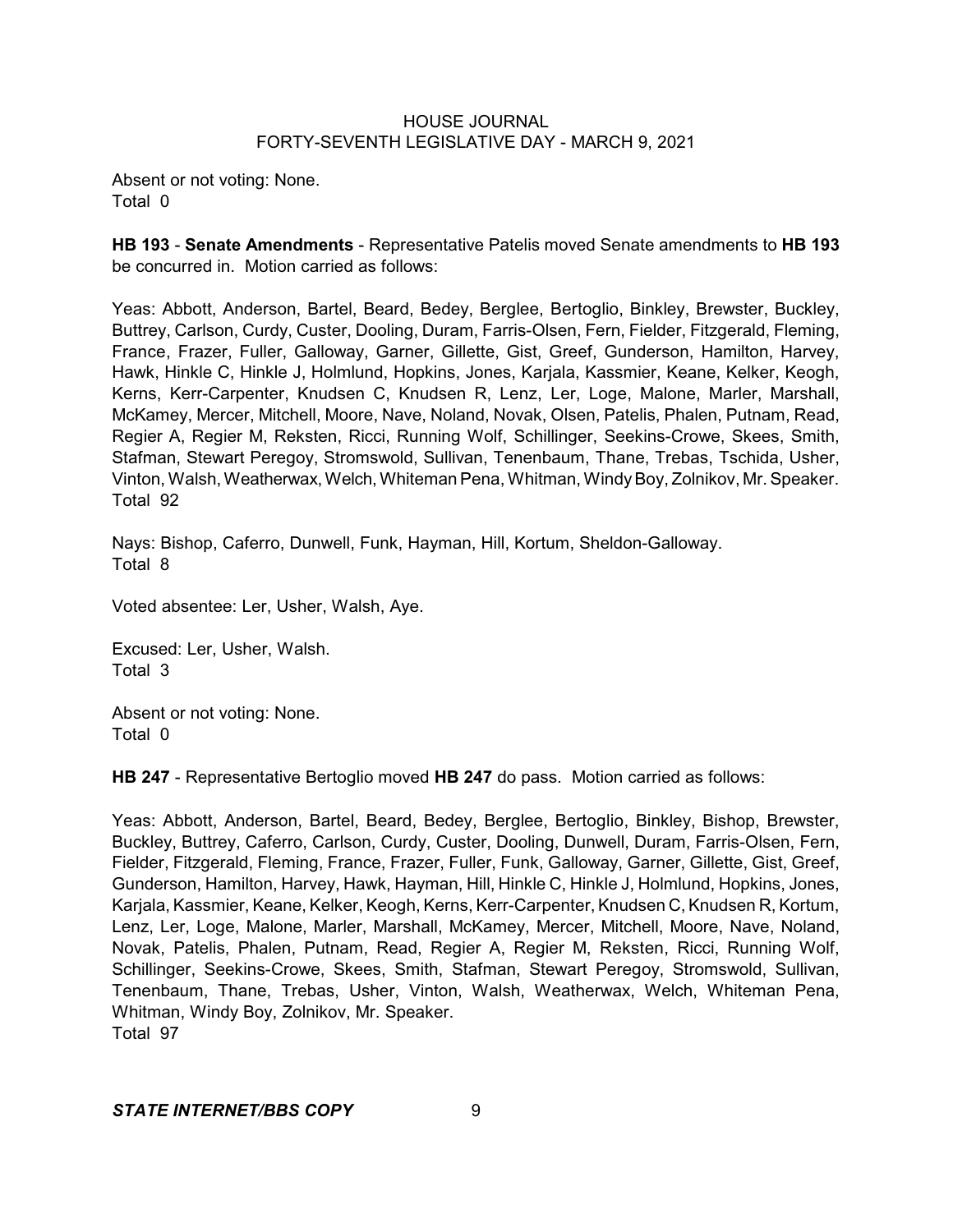Absent or not voting: None.
Total 0

**HB 193** - **Senate Amendments** - Representative Patelis moved Senate amendments to **HB 193** be concurred in. Motion carried as follows:

Yeas: Abbott, Anderson, Bartel, Beard, Bedey, Berglee, Bertoglio, Binkley, Brewster, Buckley, Buttrey, Carlson, Curdy, Custer, Dooling, Duram, Farris-Olsen, Fern, Fielder, Fitzgerald, Fleming, France, Frazer, Fuller, Galloway, Garner, Gillette, Gist, Greef, Gunderson, Hamilton, Harvey, Hawk, Hinkle C, Hinkle J, Holmlund, Hopkins, Jones, Karjala, Kassmier, Keane, Kelker, Keogh, Kerns, Kerr-Carpenter, Knudsen C, Knudsen R, Lenz, Ler, Loge, Malone, Marler, Marshall, McKamey, Mercer, Mitchell, Moore, Nave, Noland, Novak, Olsen, Patelis, Phalen, Putnam, Read, Regier A, Regier M, Reksten, Ricci, Running Wolf, Schillinger, Seekins-Crowe, Skees, Smith, Stafman, Stewart Peregoy, Stromswold, Sullivan, Tenenbaum, Thane, Trebas, Tschida, Usher, Vinton, Walsh, Weatherwax, Welch, Whiteman Pena, Whitman, Windy Boy, Zolnikov, Mr. Speaker.
Total 92

Nays: Bishop, Caferro, Dunwell, Funk, Hayman, Hill, Kortum, Sheldon-Galloway.
Total 8

Voted absentee: Ler, Usher, Walsh, Aye.

Excused: Ler, Usher, Walsh.
Total 3

Absent or not voting: None.
Total 0

**HB 247** - Representative Bertoglio moved **HB 247** do pass. Motion carried as follows:

Yeas: Abbott, Anderson, Bartel, Beard, Bedey, Berglee, Bertoglio, Binkley, Bishop, Brewster, Buckley, Buttrey, Caferro, Carlson, Curdy, Custer, Dooling, Dunwell, Duram, Farris-Olsen, Fern, Fielder, Fitzgerald, Fleming, France, Frazer, Fuller, Funk, Galloway, Garner, Gillette, Gist, Greef, Gunderson, Hamilton, Harvey, Hawk, Hayman, Hill, Hinkle C, Hinkle J, Holmlund, Hopkins, Jones, Karjala, Kassmier, Keane, Kelker, Keogh, Kerns, Kerr-Carpenter, Knudsen C, Knudsen R, Kortum, Lenz, Ler, Loge, Malone, Marler, Marshall, McKamey, Mercer, Mitchell, Moore, Nave, Noland, Novak, Patelis, Phalen, Putnam, Read, Regier A, Regier M, Reksten, Ricci, Running Wolf, Schillinger, Seekins-Crowe, Skees, Smith, Stafman, Stewart Peregoy, Stromswold, Sullivan, Tenenbaum, Thane, Trebas, Usher, Vinton, Walsh, Weatherwax, Welch, Whiteman Pena, Whitman, Windy Boy, Zolnikov, Mr. Speaker.
Total 97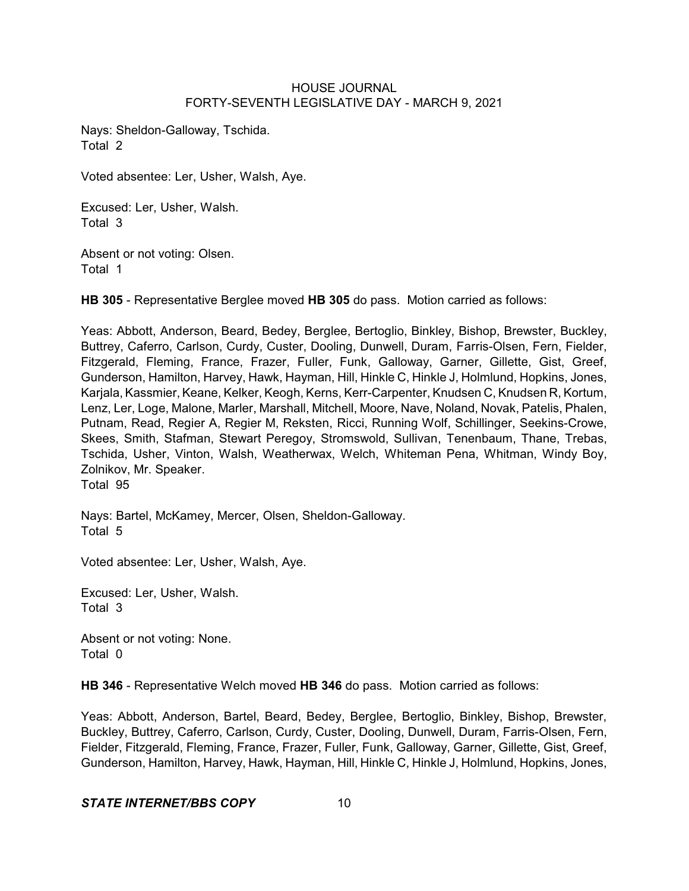Nays: Sheldon-Galloway, Tschida.
Total 2

Voted absentee: Ler, Usher, Walsh, Aye.

Excused: Ler, Usher, Walsh.
Total 3

Absent or not voting: Olsen.
Total 1

**HB 305** - Representative Berglee moved **HB 305** do pass. Motion carried as follows:

Yeas: Abbott, Anderson, Beard, Bedey, Berglee, Bertoglio, Binkley, Bishop, Brewster, Buckley, Buttrey, Caferro, Carlson, Curdy, Custer, Dooling, Dunwell, Duram, Farris-Olsen, Fern, Fielder, Fitzgerald, Fleming, France, Frazer, Fuller, Funk, Galloway, Garner, Gillette, Gist, Greef, Gunderson, Hamilton, Harvey, Hawk, Hayman, Hill, Hinkle C, Hinkle J, Holmlund, Hopkins, Jones, Karjala, Kassmier, Keane, Kelker, Keogh, Kerns, Kerr-Carpenter, Knudsen C, Knudsen R, Kortum, Lenz, Ler, Loge, Malone, Marler, Marshall, Mitchell, Moore, Nave, Noland, Novak, Patelis, Phalen, Putnam, Read, Regier A, Regier M, Reksten, Ricci, Running Wolf, Schillinger, Seekins-Crowe, Skees, Smith, Stafman, Stewart Peregoy, Stromswold, Sullivan, Tenenbaum, Thane, Trebas, Tschida, Usher, Vinton, Walsh, Weatherwax, Welch, Whiteman Pena, Whitman, Windy Boy, Zolnikov, Mr. Speaker.
Total 95

Nays: Bartel, McKamey, Mercer, Olsen, Sheldon-Galloway.
Total 5

Voted absentee: Ler, Usher, Walsh, Aye.

Excused: Ler, Usher, Walsh.
Total 3

Absent or not voting: None.
Total 0

**HB 346** - Representative Welch moved **HB 346** do pass. Motion carried as follows:

Yeas: Abbott, Anderson, Bartel, Beard, Bedey, Berglee, Bertoglio, Binkley, Bishop, Brewster, Buckley, Buttrey, Caferro, Carlson, Curdy, Custer, Dooling, Dunwell, Duram, Farris-Olsen, Fern, Fielder, Fitzgerald, Fleming, France, Frazer, Fuller, Funk, Galloway, Garner, Gillette, Gist, Greef, Gunderson, Hamilton, Harvey, Hawk, Hayman, Hill, Hinkle C, Hinkle J, Holmlund, Hopkins, Jones,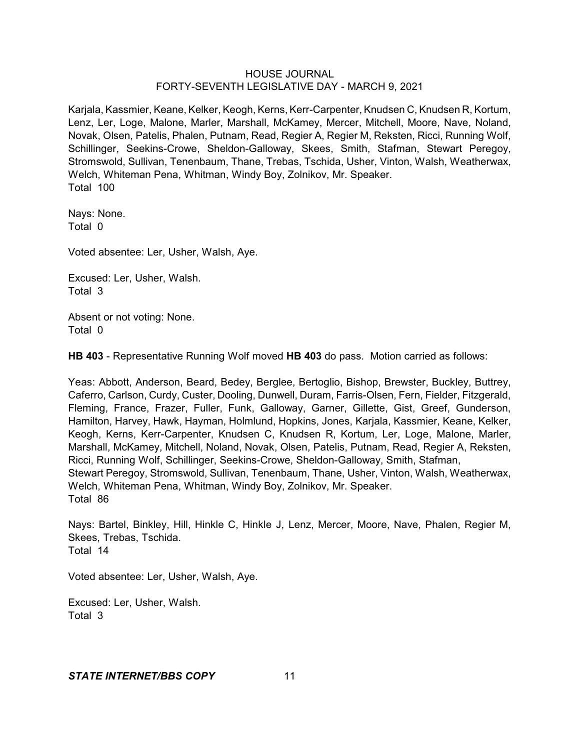Karjala, Kassmier, Keane, Kelker, Keogh, Kerns, Kerr-Carpenter, Knudsen C, Knudsen R, Kortum, Lenz, Ler, Loge, Malone, Marler, Marshall, McKamey, Mercer, Mitchell, Moore, Nave, Noland, Novak, Olsen, Patelis, Phalen, Putnam, Read, Regier A, Regier M, Reksten, Ricci, Running Wolf, Schillinger, Seekins-Crowe, Sheldon-Galloway, Skees, Smith, Stafman, Stewart Peregoy, Stromswold, Sullivan, Tenenbaum, Thane, Trebas, Tschida, Usher, Vinton, Walsh, Weatherwax, Welch, Whiteman Pena, Whitman, Windy Boy, Zolnikov, Mr. Speaker.
Total 100

Nays: None.
Total 0

Voted absentee: Ler, Usher, Walsh, Aye.

Excused: Ler, Usher, Walsh.
Total 3

Absent or not voting: None.
Total 0

**HB 403** - Representative Running Wolf moved **HB 403** do pass. Motion carried as follows:

Yeas: Abbott, Anderson, Beard, Bedey, Berglee, Bertoglio, Bishop, Brewster, Buckley, Buttrey, Caferro, Carlson, Curdy, Custer, Dooling, Dunwell, Duram, Farris-Olsen, Fern, Fielder, Fitzgerald, Fleming, France, Frazer, Fuller, Funk, Galloway, Garner, Gillette, Gist, Greef, Gunderson, Hamilton, Harvey, Hawk, Hayman, Holmlund, Hopkins, Jones, Karjala, Kassmier, Keane, Kelker, Keogh, Kerns, Kerr-Carpenter, Knudsen C, Knudsen R, Kortum, Ler, Loge, Malone, Marler, Marshall, McKamey, Mitchell, Noland, Novak, Olsen, Patelis, Putnam, Read, Regier A, Reksten, Ricci, Running Wolf, Schillinger, Seekins-Crowe, Sheldon-Galloway, Smith, Stafman, Stewart Peregoy, Stromswold, Sullivan, Tenenbaum, Thane, Usher, Vinton, Walsh, Weatherwax, Welch, Whiteman Pena, Whitman, Windy Boy, Zolnikov, Mr. Speaker.
Total 86

Nays: Bartel, Binkley, Hill, Hinkle C, Hinkle J, Lenz, Mercer, Moore, Nave, Phalen, Regier M, Skees, Trebas, Tschida.
Total 14

Voted absentee: Ler, Usher, Walsh, Aye.

Excused: Ler, Usher, Walsh.
Total 3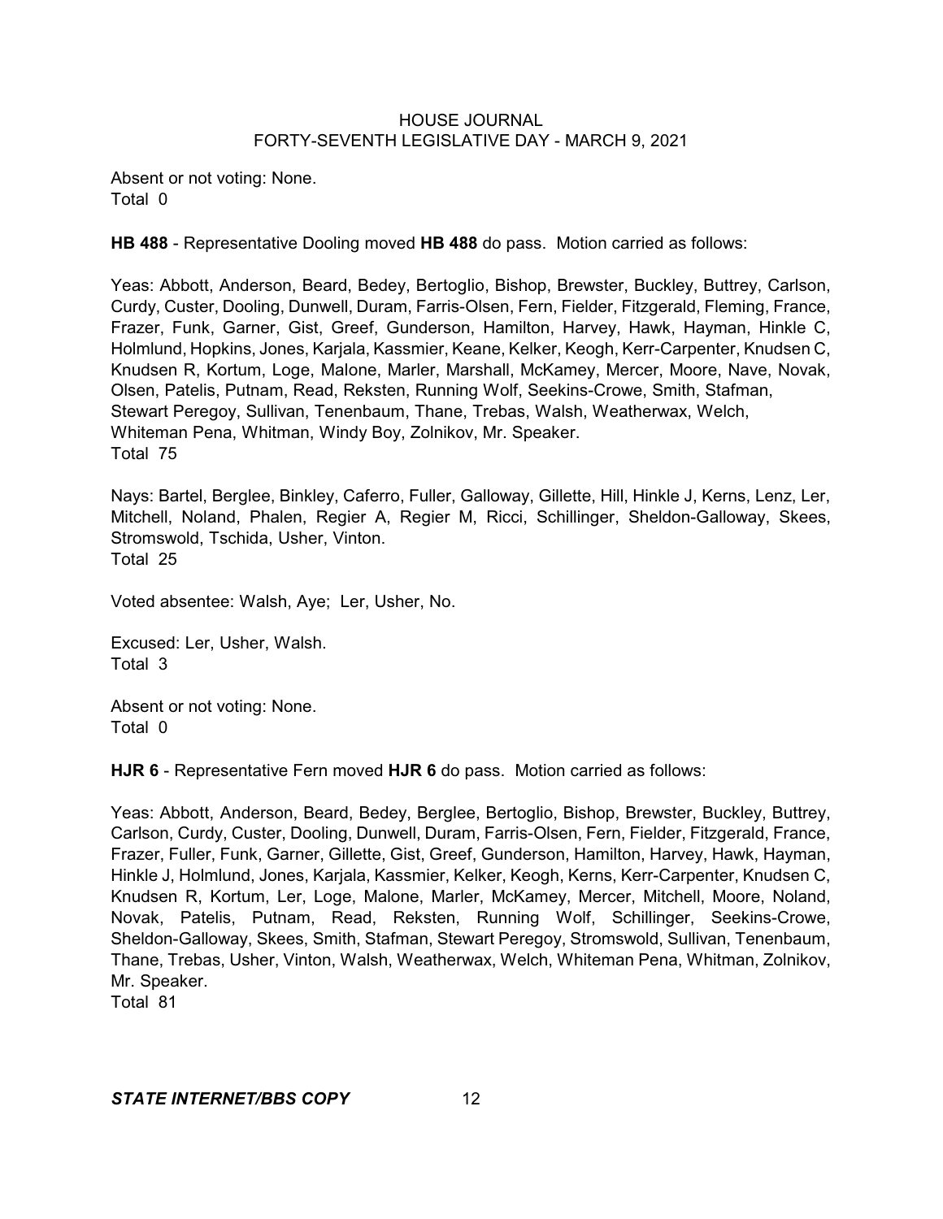Absent or not voting: None.
Total 0

**HB 488** - Representative Dooling moved **HB 488** do pass. Motion carried as follows:

Yeas: Abbott, Anderson, Beard, Bedey, Bertoglio, Bishop, Brewster, Buckley, Buttrey, Carlson, Curdy, Custer, Dooling, Dunwell, Duram, Farris-Olsen, Fern, Fielder, Fitzgerald, Fleming, France, Frazer, Funk, Garner, Gist, Greef, Gunderson, Hamilton, Harvey, Hawk, Hayman, Hinkle C, Holmlund, Hopkins, Jones, Karjala, Kassmier, Keane, Kelker, Keogh, Kerr-Carpenter, Knudsen C, Knudsen R, Kortum, Loge, Malone, Marler, Marshall, McKamey, Mercer, Moore, Nave, Novak, Olsen, Patelis, Putnam, Read, Reksten, Running Wolf, Seekins-Crowe, Smith, Stafman, Stewart Peregoy, Sullivan, Tenenbaum, Thane, Trebas, Walsh, Weatherwax, Welch, Whiteman Pena, Whitman, Windy Boy, Zolnikov, Mr. Speaker.
Total 75

Nays: Bartel, Berglee, Binkley, Caferro, Fuller, Galloway, Gillette, Hill, Hinkle J, Kerns, Lenz, Ler, Mitchell, Noland, Phalen, Regier A, Regier M, Ricci, Schillinger, Sheldon-Galloway, Skees, Stromswold, Tschida, Usher, Vinton.
Total 25

Voted absentee: Walsh, Aye; Ler, Usher, No.

Excused: Ler, Usher, Walsh.
Total 3

Absent or not voting: None.
Total 0

**HJR 6** - Representative Fern moved **HJR 6** do pass. Motion carried as follows:

Yeas: Abbott, Anderson, Beard, Bedey, Berglee, Bertoglio, Bishop, Brewster, Buckley, Buttrey, Carlson, Curdy, Custer, Dooling, Dunwell, Duram, Farris-Olsen, Fern, Fielder, Fitzgerald, France, Frazer, Fuller, Funk, Garner, Gillette, Gist, Greef, Gunderson, Hamilton, Harvey, Hawk, Hayman, Hinkle J, Holmlund, Jones, Karjala, Kassmier, Kelker, Keogh, Kerns, Kerr-Carpenter, Knudsen C, Knudsen R, Kortum, Ler, Loge, Malone, Marler, McKamey, Mercer, Mitchell, Moore, Noland, Novak, Patelis, Putnam, Read, Reksten, Running Wolf, Schillinger, Seekins-Crowe, Sheldon-Galloway, Skees, Smith, Stafman, Stewart Peregoy, Stromswold, Sullivan, Tenenbaum, Thane, Trebas, Usher, Vinton, Walsh, Weatherwax, Welch, Whiteman Pena, Whitman, Zolnikov, Mr. Speaker.
Total 81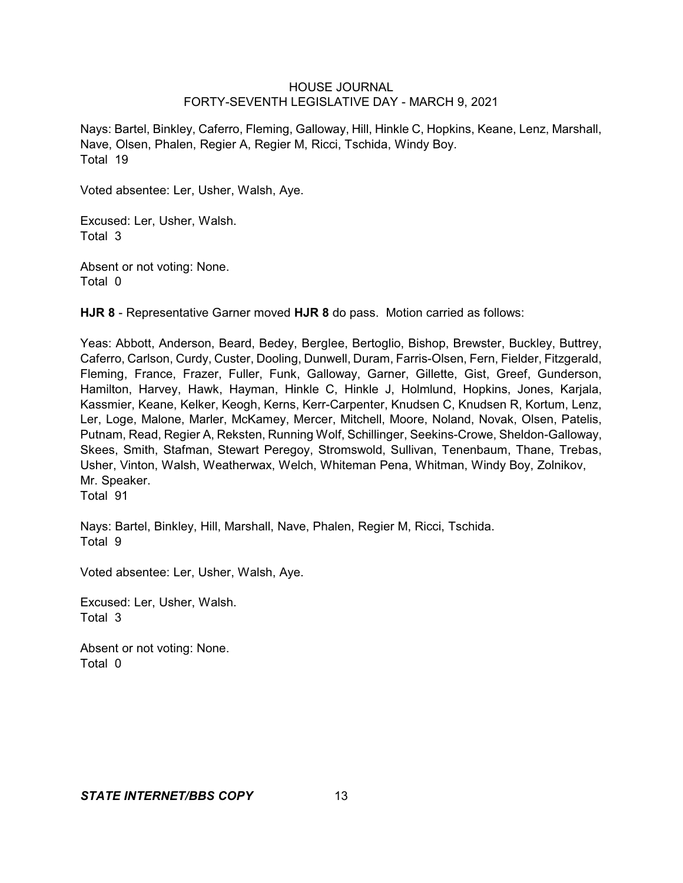Nays: Bartel, Binkley, Caferro, Fleming, Galloway, Hill, Hinkle C, Hopkins, Keane, Lenz, Marshall, Nave, Olsen, Phalen, Regier A, Regier M, Ricci, Tschida, Windy Boy.
Total 19

Voted absentee: Ler, Usher, Walsh, Aye.

Excused: Ler, Usher, Walsh.
Total 3

Absent or not voting: None.
Total 0

**HJR 8** - Representative Garner moved **HJR 8** do pass. Motion carried as follows:

Yeas: Abbott, Anderson, Beard, Bedey, Berglee, Bertoglio, Bishop, Brewster, Buckley, Buttrey, Caferro, Carlson, Curdy, Custer, Dooling, Dunwell, Duram, Farris-Olsen, Fern, Fielder, Fitzgerald, Fleming, France, Frazer, Fuller, Funk, Galloway, Garner, Gillette, Gist, Greef, Gunderson, Hamilton, Harvey, Hawk, Hayman, Hinkle C, Hinkle J, Holmlund, Hopkins, Jones, Karjala, Kassmier, Keane, Kelker, Keogh, Kerns, Kerr-Carpenter, Knudsen C, Knudsen R, Kortum, Lenz, Ler, Loge, Malone, Marler, McKamey, Mercer, Mitchell, Moore, Noland, Novak, Olsen, Patelis, Putnam, Read, Regier A, Reksten, Running Wolf, Schillinger, Seekins-Crowe, Sheldon-Galloway, Skees, Smith, Stafman, Stewart Peregoy, Stromswold, Sullivan, Tenenbaum, Thane, Trebas, Usher, Vinton, Walsh, Weatherwax, Welch, Whiteman Pena, Whitman, Windy Boy, Zolnikov, Mr. Speaker.
Total 91

Nays: Bartel, Binkley, Hill, Marshall, Nave, Phalen, Regier M, Ricci, Tschida.
Total 9

Voted absentee: Ler, Usher, Walsh, Aye.

Excused: Ler, Usher, Walsh.
Total 3

Absent or not voting: None.
Total 0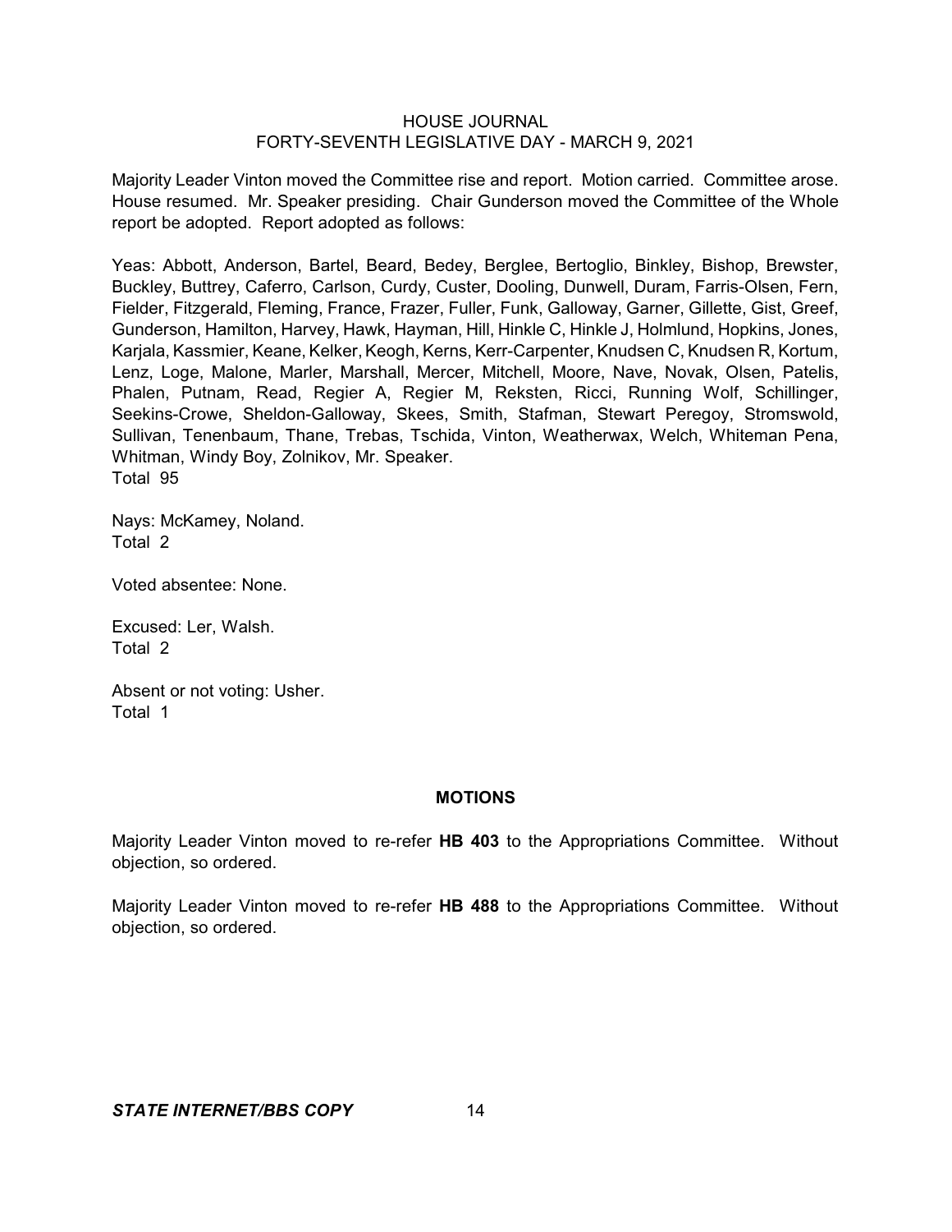Majority Leader Vinton moved the Committee rise and report. Motion carried. Committee arose. House resumed. Mr. Speaker presiding. Chair Gunderson moved the Committee of the Whole report be adopted. Report adopted as follows:

Yeas: Abbott, Anderson, Bartel, Beard, Bedey, Berglee, Bertoglio, Binkley, Bishop, Brewster, Buckley, Buttrey, Caferro, Carlson, Curdy, Custer, Dooling, Dunwell, Duram, Farris-Olsen, Fern, Fielder, Fitzgerald, Fleming, France, Frazer, Fuller, Funk, Galloway, Garner, Gillette, Gist, Greef, Gunderson, Hamilton, Harvey, Hawk, Hayman, Hill, Hinkle C, Hinkle J, Holmlund, Hopkins, Jones, Karjala, Kassmier, Keane, Kelker, Keogh, Kerns, Kerr-Carpenter, Knudsen C, Knudsen R, Kortum, Lenz, Loge, Malone, Marler, Marshall, Mercer, Mitchell, Moore, Nave, Novak, Olsen, Patelis, Phalen, Putnam, Read, Regier A, Regier M, Reksten, Ricci, Running Wolf, Schillinger, Seekins-Crowe, Sheldon-Galloway, Skees, Smith, Stafman, Stewart Peregoy, Stromswold, Sullivan, Tenenbaum, Thane, Trebas, Tschida, Vinton, Weatherwax, Welch, Whiteman Pena, Whitman, Windy Boy, Zolnikov, Mr. Speaker.
Total 95

Nays: McKamey, Noland.
Total 2

Voted absentee: None.

Excused: Ler, Walsh.
Total 2

Absent or not voting: Usher.
Total 1

## MOTIONS

Majority Leader Vinton moved to re-refer **HB 403** to the Appropriations Committee. Without objection, so ordered.

Majority Leader Vinton moved to re-refer **HB 488** to the Appropriations Committee. Without objection, so ordered.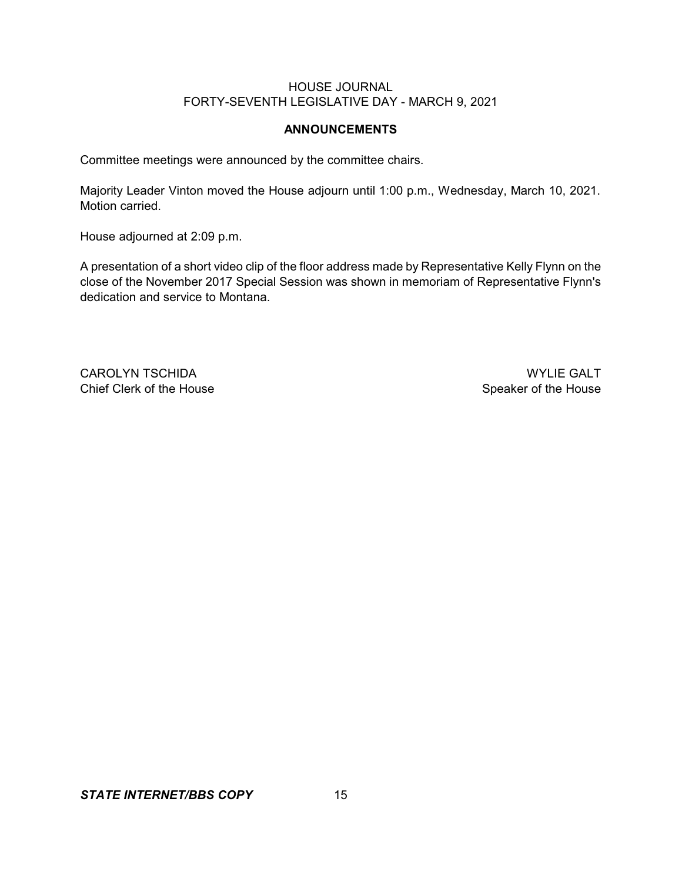## ANNOUNCEMENTS

Committee meetings were announced by the committee chairs.

Majority Leader Vinton moved the House adjourn until 1:00 p.m., Wednesday, March 10, 2021. Motion carried.

House adjourned at 2:09 p.m.

A presentation of a short video clip of the floor address made by Representative Kelly Flynn on the close of the November 2017 Special Session was shown in memoriam of Representative Flynn's dedication and service to Montana.

CAROLYN TSCHIDA
Chief Clerk of the House

WYLIE GALT
Speaker of the House